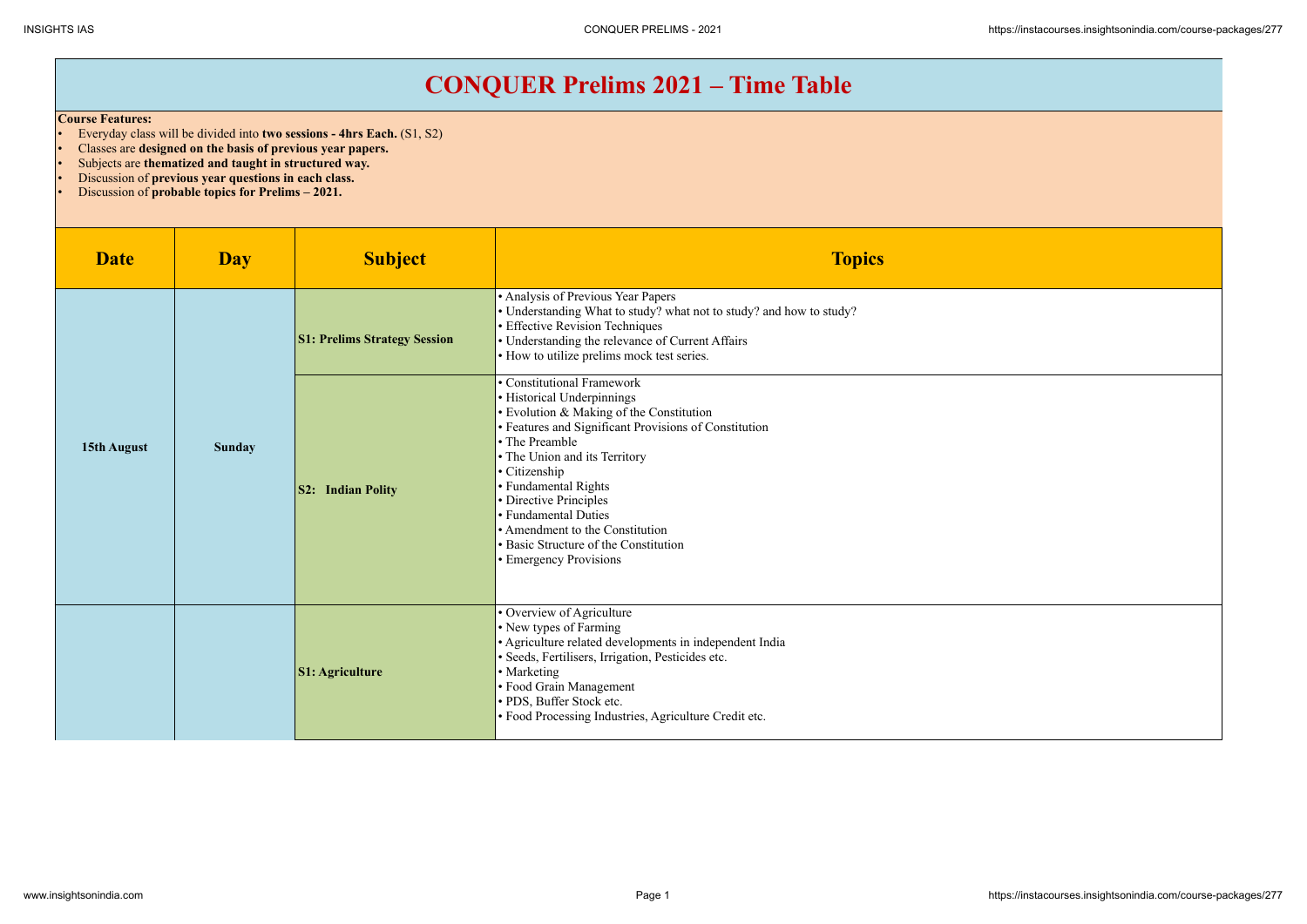# CONQUER Prelims 2021 – Time Table

**Course Features:**

- Everyday class will be divided into **two sessions - 4hrs Each.** (S1, S2)
- Classes are **designed on the basis of previous year papers.**
- Subjects are **thematized and taught in structured way.**
- Discussion of **previous year questions in each class.**
- Discussion of **probable topics for Prelims – 2021.**

| Date | Day | Subject | Topics |
|---|---|---|---|
| **15th August** | **Sunday** | **S1: Prelims Strategy Session** | • Analysis of Previous Year Papers<br>• Understanding What to study? what not to study? and how to study?<br>• Effective Revision Techniques<br>• Understanding the relevance of Current Affairs<br>• How to utilize prelims mock test series. |
| | | **S2: Indian Polity** | • Constitutional Framework<br>• Historical Underpinnings<br>• Evolution & Making of the Constitution<br>• Features and Significant Provisions of Constitution<br>• The Preamble<br>• The Union and its Territory<br>• Citizenship<br>• Fundamental Rights<br>• Directive Principles<br>• Fundamental Duties<br>• Amendment to the Constitution<br>• Basic Structure of the Constitution<br>• Emergency Provisions |
| | | **S1: Agriculture** | • Overview of Agriculture<br>• New types of Farming<br>• Agriculture related developments in independent India<br>• Seeds, Fertilisers, Irrigation, Pesticides etc.<br>• Marketing<br>• Food Grain Management<br>• PDS, Buffer Stock etc.<br>• Food Processing Industries, Agriculture Credit etc. |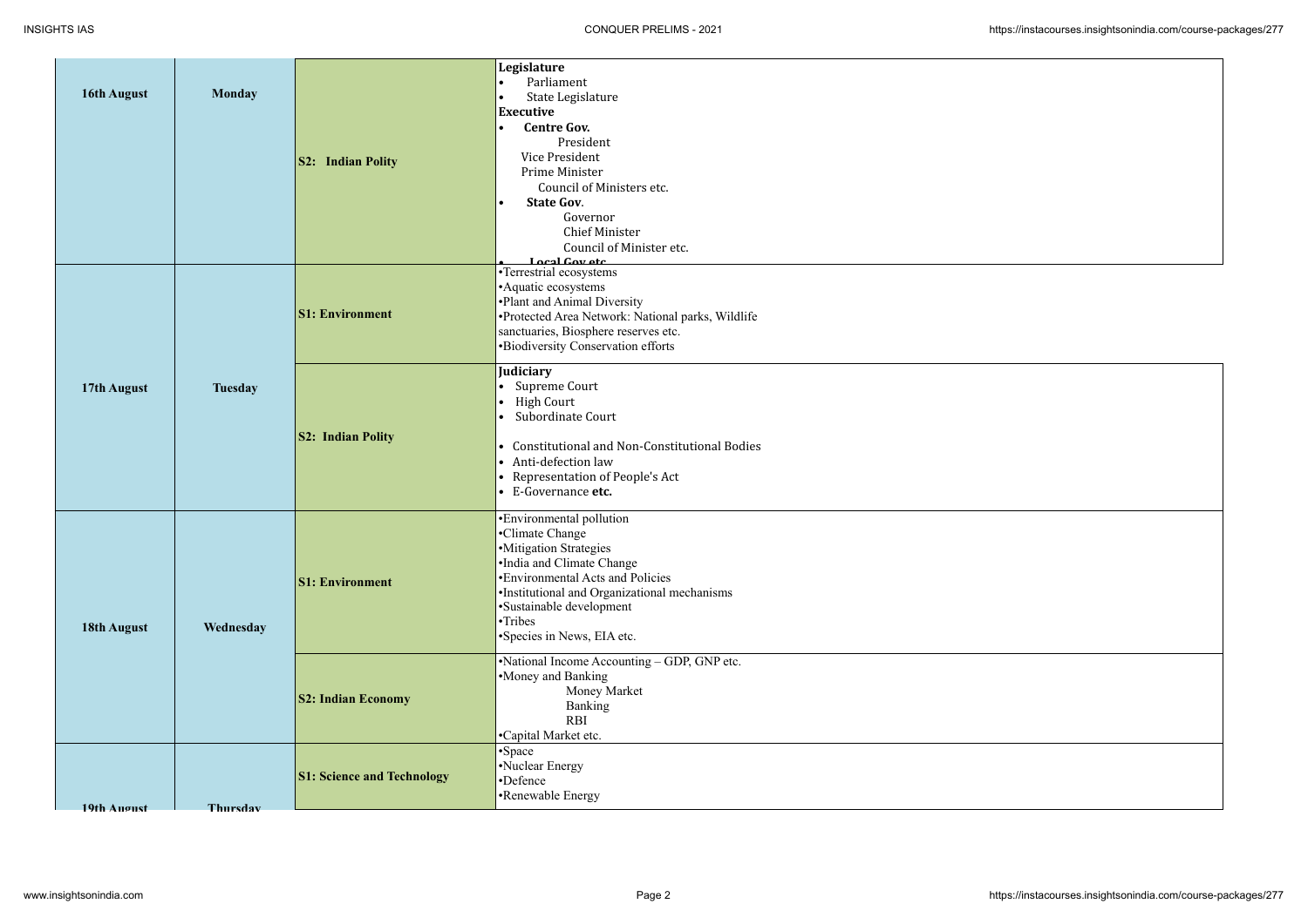| | | | |
|---|---|---|---|
| 16th August | Monday | S2: Indian Polity | **Legislature**<br>• Parliament<br>• State Legislature<br>**Executive**<br>• **Centre Gov.**<br>President<br>Vice President<br>Prime Minister<br>Council of Ministers etc.<br>• **State Gov**.<br>Governor<br>Chief Minister<br>Council of Minister etc.<br>• **Local Gov etc.** |
| 17th August | Tuesday | S1: Environment | •Terrestrial ecosystems<br>•Aquatic ecosystems<br>•Plant and Animal Diversity<br>•Protected Area Network: National parks, Wildlife sanctuaries, Biosphere reserves etc.<br>•Biodiversity Conservation efforts |
| | | S2: Indian Polity | **Judiciary**<br>• Supreme Court<br>• High Court<br>• Subordinate Court<br><br>• Constitutional and Non-Constitutional Bodies<br>• Anti-defection law<br>• Representation of People's Act<br>• E-Governance **etc.** |
| 18th August | Wednesday | S1: Environment | •Environmental pollution<br>•Climate Change<br>•Mitigation Strategies<br>•India and Climate Change<br>•Environmental Acts and Policies<br>•Institutional and Organizational mechanisms<br>•Sustainable development<br>•Tribes<br>•Species in News, EIA etc. |
| | | S2: Indian Economy | •National Income Accounting – GDP, GNP etc.<br>•Money and Banking<br>Money Market<br>Banking<br>RBI<br>•Capital Market etc. |
| 19th August | Thursday | S1: Science and Technology | •Space<br>•Nuclear Energy<br>•Defence<br>•Renewable Energy |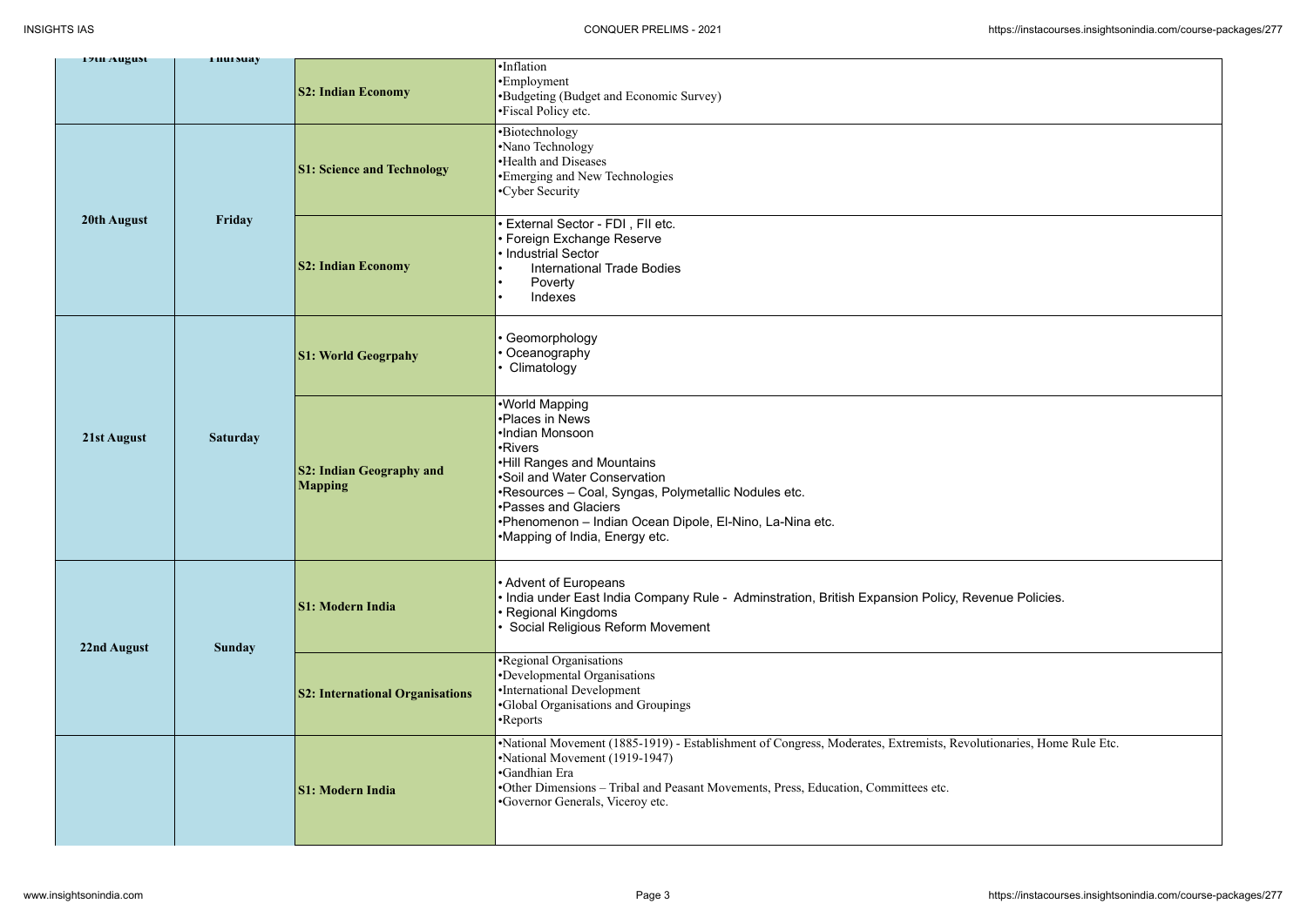| 19th August | Thursday | S2: Indian Economy | •Inflation<br>•Employment<br>•Budgeting (Budget and Economic Survey)<br>•Fiscal Policy etc. |
|---|---|---|---|
| 20th August | Friday | S1: Science and Technology | •Biotechnology<br>•Nano Technology<br>•Health and Diseases<br>•Emerging and New Technologies<br>•Cyber Security |
| | | S2: Indian Economy | • External Sector - FDI , FII etc.<br>• Foreign Exchange Reserve<br>• Industrial Sector<br>• International Trade Bodies<br>• Poverty<br>• Indexes |
| 21st August | Saturday | S1: World Geogrpahy | • Geomorphology<br>• Oceanography<br>• Climatology |
| | | S2: Indian Geography and Mapping | •World Mapping<br>•Places in News<br>•Indian Monsoon<br>•Rivers<br>•Hill Ranges and Mountains<br>•Soil and Water Conservation<br>•Resources – Coal, Syngas, Polymetallic Nodules etc.<br>•Passes and Glaciers<br>•Phenomenon – Indian Ocean Dipole, El-Nino, La-Nina etc.<br>•Mapping of India, Energy etc. |
| 22nd August | Sunday | S1: Modern India | • Advent of Europeans<br>• India under East India Company Rule - Adminstration, British Expansion Policy, Revenue Policies.<br>• Regional Kingdoms<br>• Social Religious Reform Movement |
| | | S2: International Organisations | •Regional Organisations<br>•Developmental Organisations<br>•International Development<br>•Global Organisations and Groupings<br>•Reports |
| | | S1: Modern India | •National Movement (1885-1919) - Establishment of Congress, Moderates, Extremists, Revolutionaries, Home Rule Etc.<br>•National Movement (1919-1947)<br>•Gandhian Era<br>•Other Dimensions – Tribal and Peasant Movements, Press, Education, Committees etc.<br>•Governor Generals, Viceroy etc. |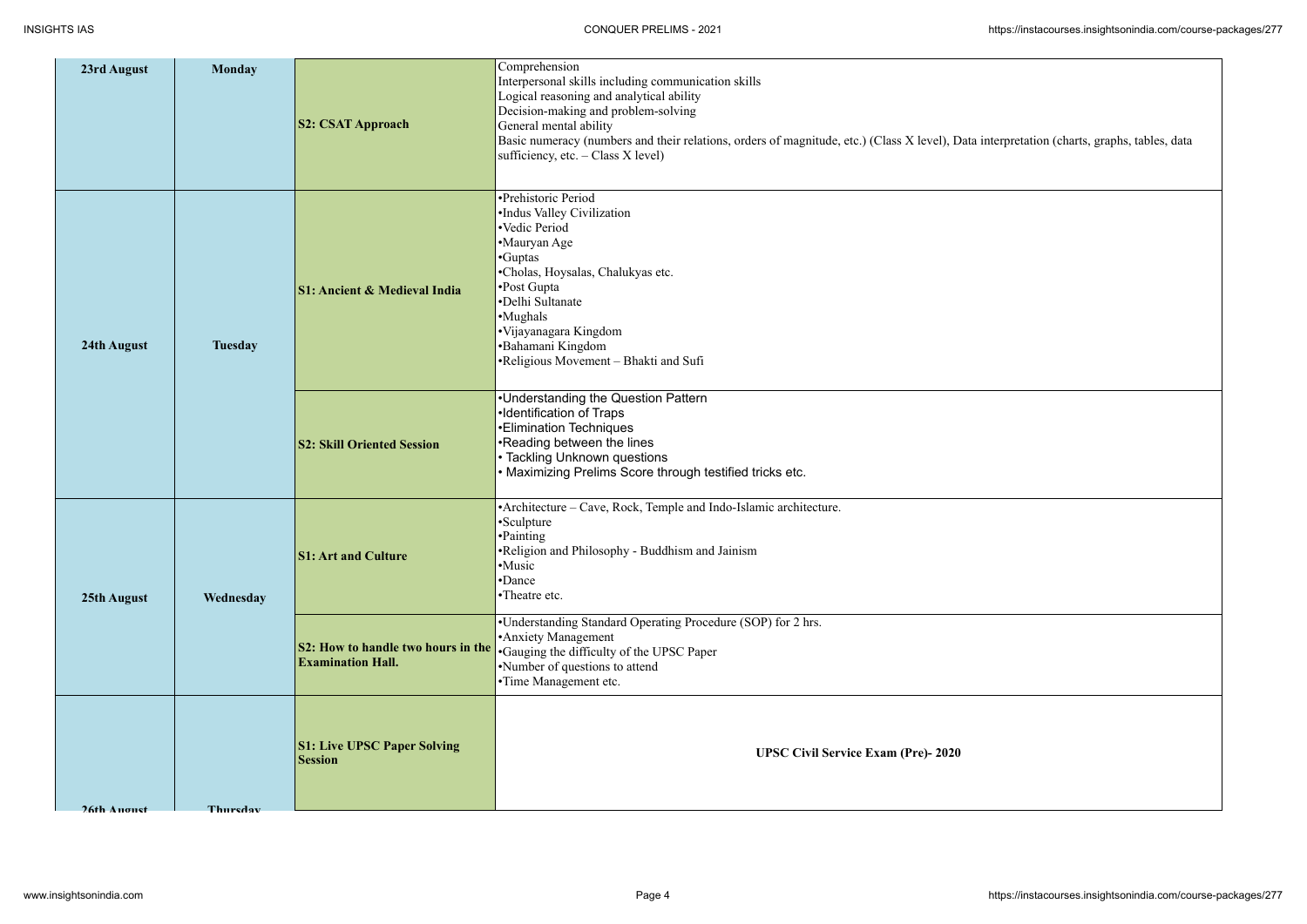| | | | |
|---|---|---|---|
| 23rd August | Monday | **S2: CSAT Approach** | Comprehension<br>Interpersonal skills including communication skills<br>Logical reasoning and analytical ability<br>Decision-making and problem-solving<br>General mental ability<br>Basic numeracy (numbers and their relations, orders of magnitude, etc.) (Class X level), Data interpretation (charts, graphs, tables, data sufficiency, etc. – Class X level) |
| 24th August | Tuesday | **S1: Ancient & Medieval India** | •Prehistoric Period<br>•Indus Valley Civilization<br>•Vedic Period<br>•Mauryan Age<br>•Guptas<br>•Cholas, Hoysalas, Chalukyas etc.<br>•Post Gupta<br>•Delhi Sultanate<br>•Mughals<br>•Vijayanagara Kingdom<br>•Bahamani Kingdom<br>•Religious Movement – Bhakti and Sufi |
| | | **S2: Skill Oriented Session** | •Understanding the Question Pattern<br>•Identification of Traps<br>•Elimination Techniques<br>•Reading between the lines<br>• Tackling Unknown questions<br>• Maximizing Prelims Score through testified tricks etc. |
| 25th August | Wednesday | **S1: Art and Culture** | •Architecture – Cave, Rock, Temple and Indo-Islamic architecture.<br>•Sculpture<br>•Painting<br>•Religion and Philosophy - Buddhism and Jainism<br>•Music<br>•Dance<br>•Theatre etc. |
| | | **S2: How to handle two hours in the Examination Hall.** | •Understanding Standard Operating Procedure (SOP) for 2 hrs.<br>•Anxiety Management<br>•Gauging the difficulty of the UPSC Paper<br>•Number of questions to attend<br>•Time Management etc. |
| 26th August | Thursday | **S1: Live UPSC Paper Solving Session** | **UPSC Civil Service Exam (Pre)- 2020** |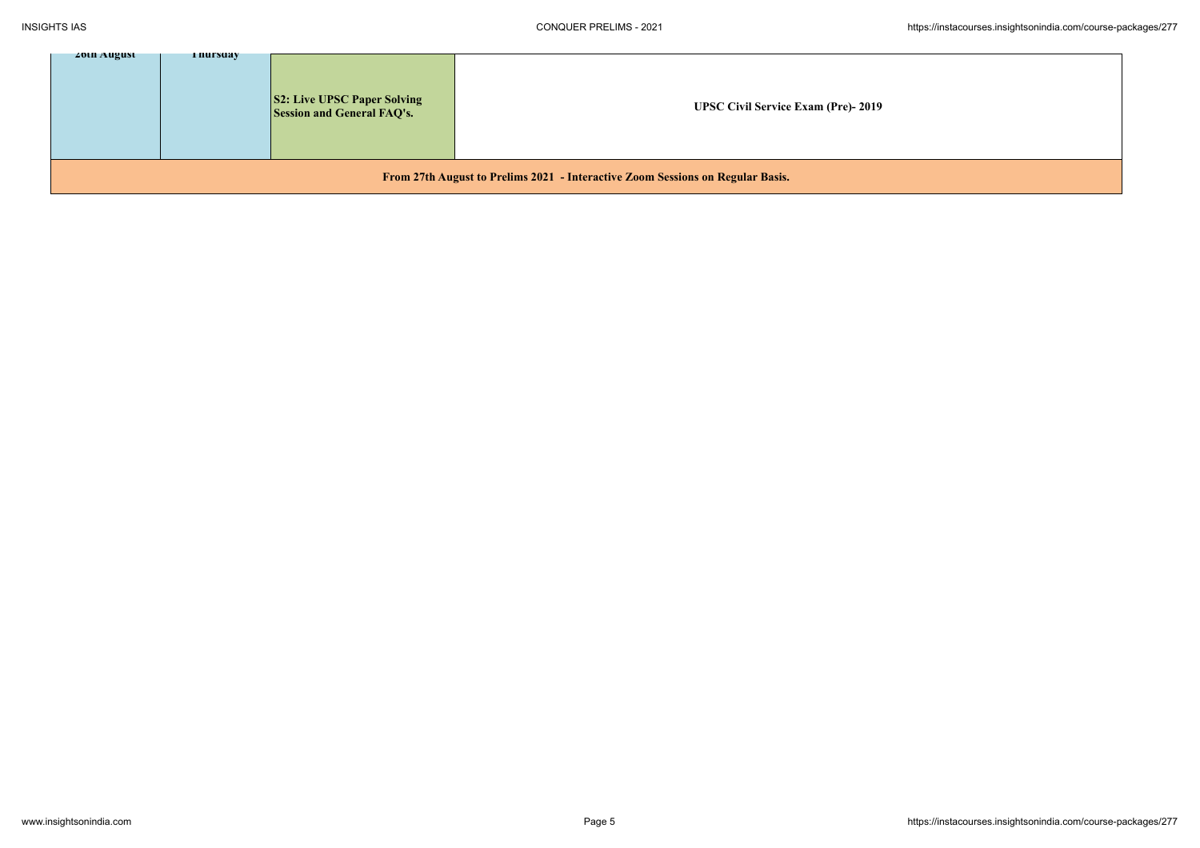| | | | |
|---|---|---|---|
| 26th August | Thursday | **S2: Live UPSC Paper Solving Session and General FAQ's.** | **UPSC Civil Service Exam (Pre)- 2019** |
| **From 27th August to Prelims 2021 - Interactive Zoom Sessions on Regular Basis.** | | | |